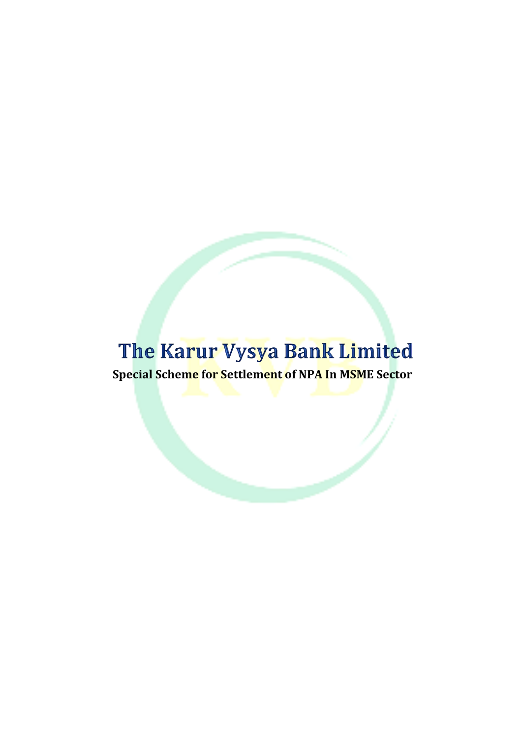# The Karur Vysya Bank Limited

**Special Scheme for Settlement of NPA In MSME Sector**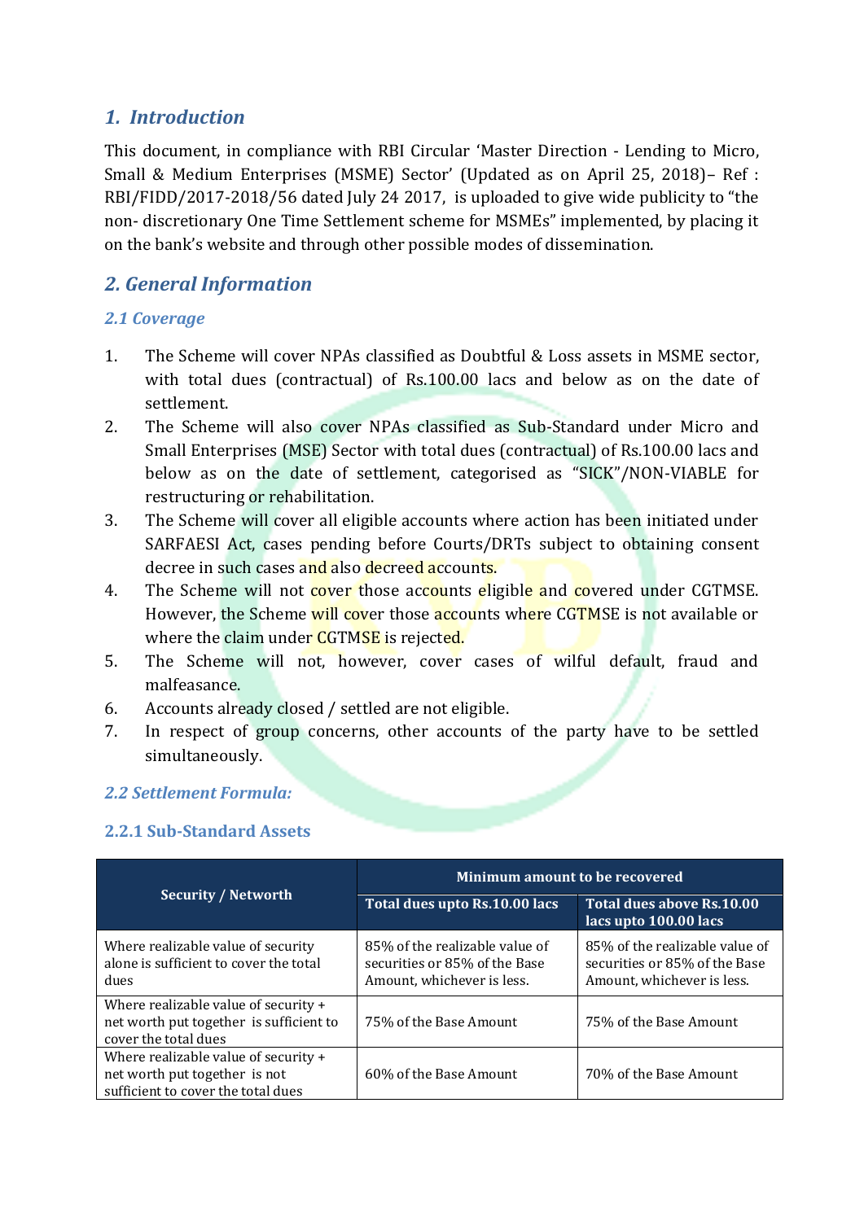## *1. Introduction*

This document, in compliance with RBI Circular 'Master Direction - Lending to Micro, Small & Medium Enterprises (MSME) Sector' (Updated as on April 25, 2018)– Ref : RBI/FIDD/2017-2018/56 dated July 24 2017, is uploaded to give wide publicity to "the non- discretionary One Time Settlement scheme for MSMEs" implemented, by placing it on the bank's website and through other possible modes of dissemination.

## *2. General Information*

### *2.1 Coverage*

1. The Scheme will cover NPAs classified as Doubtful & Loss assets in MSME sector, with total dues (contractual) of Rs.100.00 lacs and below as on the date of settlement.
2. The Scheme will also cover NPAs classified as Sub-Standard under Micro and Small Enterprises (MSE) Sector with total dues (contractual) of Rs.100.00 lacs and below as on the date of settlement, categorised as "SICK"/NON-VIABLE for restructuring or rehabilitation.
3. The Scheme will cover all eligible accounts where action has been initiated under SARFAESI Act, cases pending before Courts/DRTs subject to obtaining consent decree in such cases and also decreed accounts.
4. The Scheme will not cover those accounts eligible and covered under CGTMSE. However, the Scheme will cover those accounts where CGTMSE is not available or where the claim under CGTMSE is rejected.
5. The Scheme will not, however, cover cases of wilful default, fraud and malfeasance.
6. Accounts already closed / settled are not eligible.
7. In respect of group concerns, other accounts of the party have to be settled simultaneously.

### *2.2 Settlement Formula:*

#### 2.2.1 Sub-Standard Assets

| Security / Networth | Minimum amount to be recovered | |
|---|---|---|
| | **Total dues upto Rs.10.00 lacs** | **Total dues above Rs.10.00 lacs upto 100.00 lacs** |
| Where realizable value of security alone is sufficient to cover the total dues | 85% of the realizable value of securities or 85% of the Base Amount, whichever is less. | 85% of the realizable value of securities or 85% of the Base Amount, whichever is less. |
| Where realizable value of security + net worth put together is sufficient to cover the total dues | 75% of the Base Amount | 75% of the Base Amount |
| Where realizable value of security + net worth put together is not sufficient to cover the total dues | 60% of the Base Amount | 70% of the Base Amount |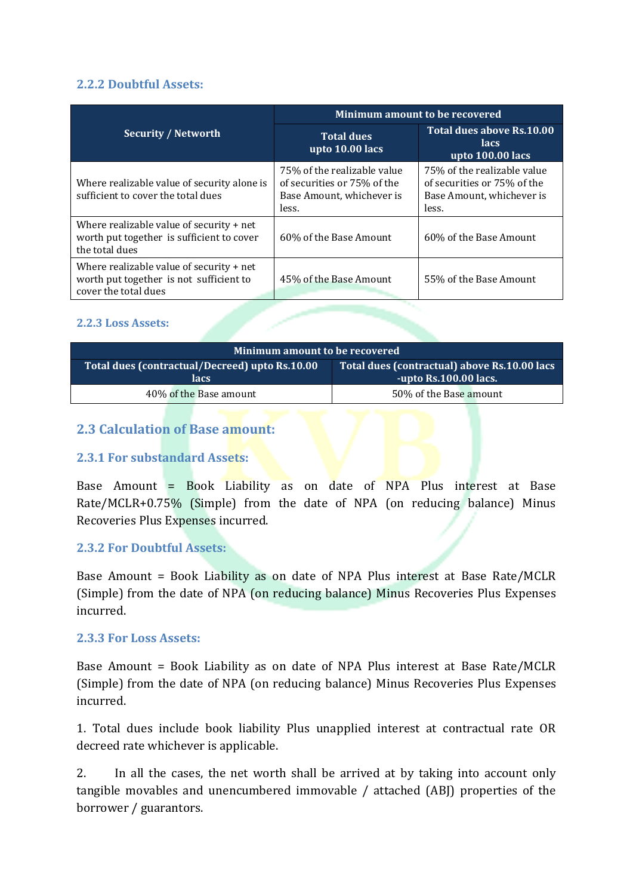### 2.2.2 Doubtful Assets:

| Security / Networth | Minimum amount to be recovered | |
|---|---|---|
| | Total dues upto 10.00 lacs | Total dues above Rs.10.00 lacs upto 100.00 lacs |
| Where realizable value of security alone is sufficient to cover the total dues | 75% of the realizable value of securities or 75% of the Base Amount, whichever is less. | 75% of the realizable value of securities or 75% of the Base Amount, whichever is less. |
| Where realizable value of security + net worth put together is sufficient to cover the total dues | 60% of the Base Amount | 60% of the Base Amount |
| Where realizable value of security + net worth put together is not sufficient to cover the total dues | 45% of the Base Amount | 55% of the Base Amount |

### 2.2.3 Loss Assets:

| Minimum amount to be recovered | |
|---|---|
| Total dues (contractual/Decreed) upto Rs.10.00 lacs | Total dues (contractual) above Rs.10.00 lacs -upto Rs.100.00 lacs. |
| 40% of the Base amount | 50% of the Base amount |

## 2.3 Calculation of Base amount:

### 2.3.1 For substandard Assets:

Base Amount = Book Liability as on date of NPA Plus interest at Base Rate/MCLR+0.75% (Simple) from the date of NPA (on reducing balance) Minus Recoveries Plus Expenses incurred.

### 2.3.2 For Doubtful Assets:

Base Amount = Book Liability as on date of NPA Plus interest at Base Rate/MCLR (Simple) from the date of NPA (on reducing balance) Minus Recoveries Plus Expenses incurred.

### 2.3.3 For Loss Assets:

Base Amount = Book Liability as on date of NPA Plus interest at Base Rate/MCLR (Simple) from the date of NPA (on reducing balance) Minus Recoveries Plus Expenses incurred.

1. Total dues include book liability Plus unapplied interest at contractual rate OR decreed rate whichever is applicable.

2. In all the cases, the net worth shall be arrived at by taking into account only tangible movables and unencumbered immovable / attached (ABJ) properties of the borrower / guarantors.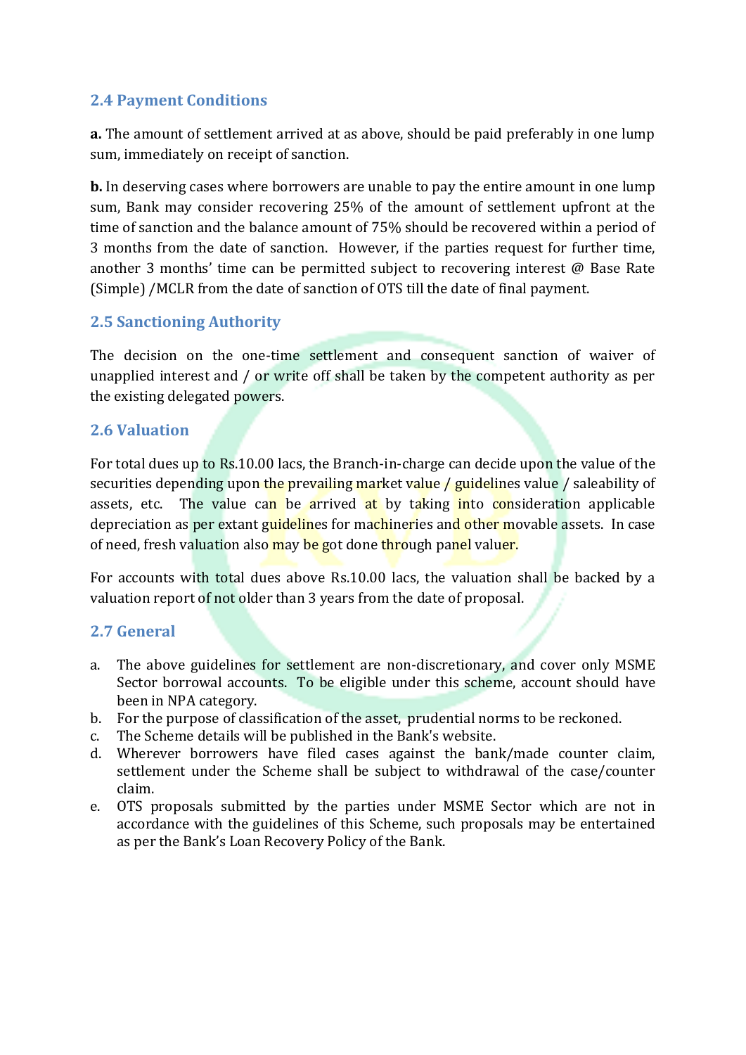### 2.4 Payment Conditions

**a.** The amount of settlement arrived at as above, should be paid preferably in one lump sum, immediately on receipt of sanction.

**b.** In deserving cases where borrowers are unable to pay the entire amount in one lump sum, Bank may consider recovering 25% of the amount of settlement upfront at the time of sanction and the balance amount of 75% should be recovered within a period of 3 months from the date of sanction. However, if the parties request for further time, another 3 months' time can be permitted subject to recovering interest @ Base Rate (Simple) /MCLR from the date of sanction of OTS till the date of final payment.

### 2.5 Sanctioning Authority

The decision on the one-time settlement and consequent sanction of waiver of unapplied interest and / or write off shall be taken by the competent authority as per the existing delegated powers.

### 2.6 Valuation

For total dues up to Rs.10.00 lacs, the Branch-in-charge can decide upon the value of the securities depending upon the prevailing market value / guidelines value / saleability of assets, etc. The value can be arrived at by taking into consideration applicable depreciation as per extant guidelines for machineries and other movable assets. In case of need, fresh valuation also may be got done through panel valuer.

For accounts with total dues above Rs.10.00 lacs, the valuation shall be backed by a valuation report of not older than 3 years from the date of proposal.

### 2.7 General

a. The above guidelines for settlement are non-discretionary, and cover only MSME Sector borrowal accounts. To be eligible under this scheme, account should have been in NPA category.
b. For the purpose of classification of the asset, prudential norms to be reckoned.
c. The Scheme details will be published in the Bank's website.
d. Wherever borrowers have filed cases against the bank/made counter claim, settlement under the Scheme shall be subject to withdrawal of the case/counter claim.
e. OTS proposals submitted by the parties under MSME Sector which are not in accordance with the guidelines of this Scheme, such proposals may be entertained as per the Bank's Loan Recovery Policy of the Bank.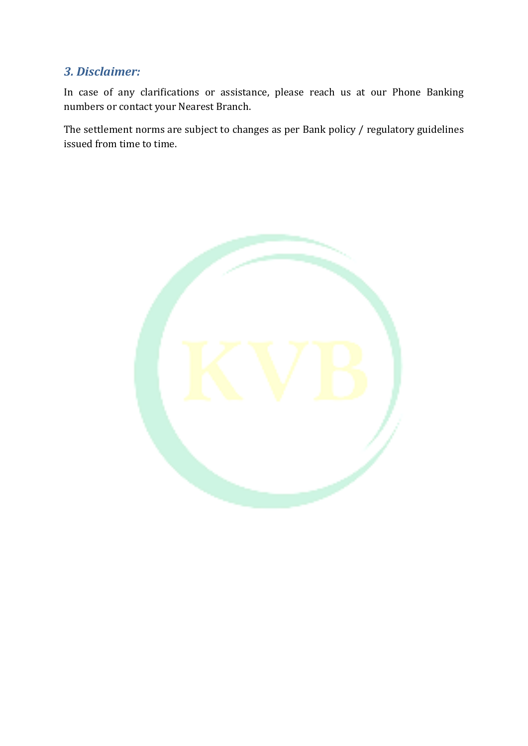### *3. Disclaimer:*

In case of any clarifications or assistance, please reach us at our Phone Banking numbers or contact your Nearest Branch.

The settlement norms are subject to changes as per Bank policy / regulatory guidelines issued from time to time.